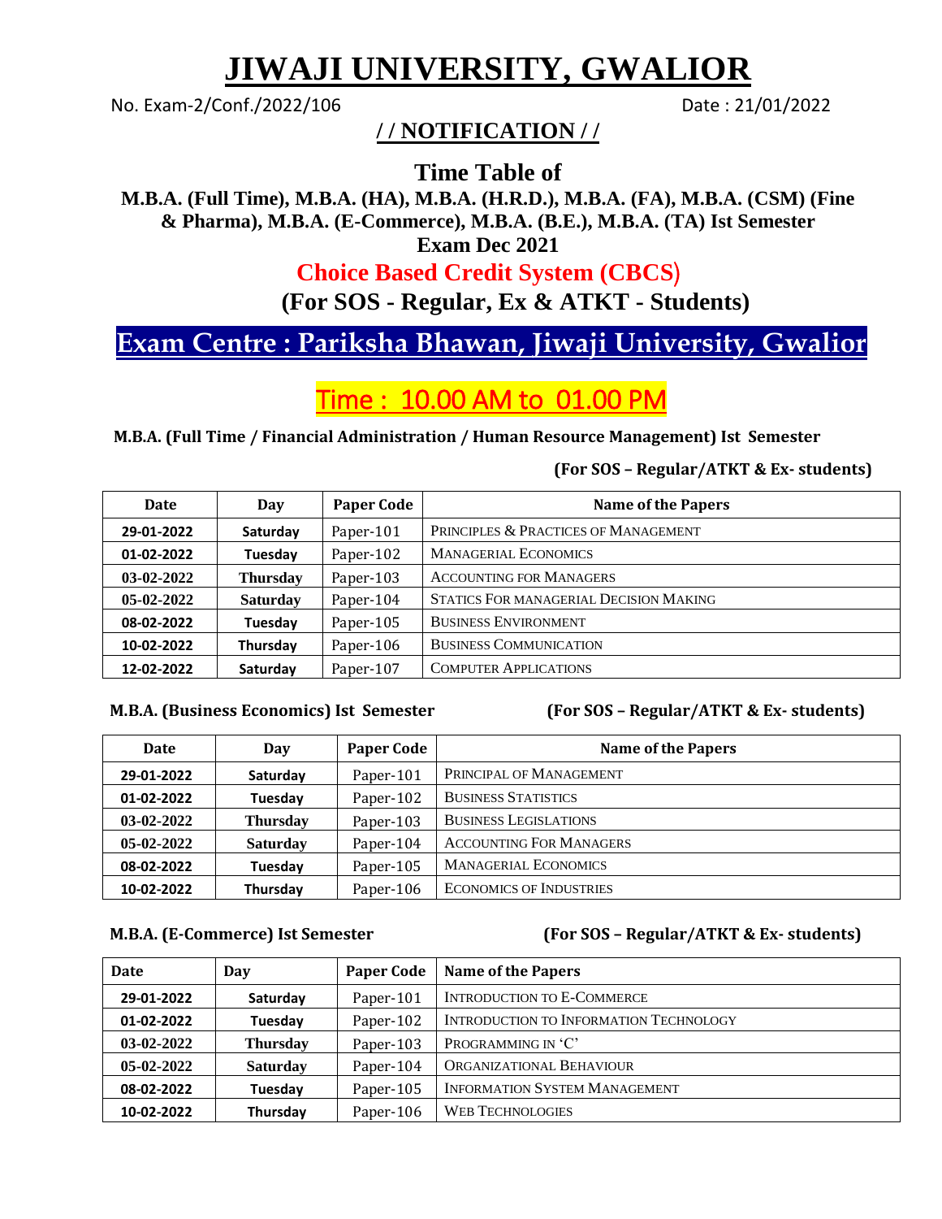# JIWAJI UNIVERSITY, GWALIOR

No. Exam-2/Conf./2022/106 Date : 21/01/2022

**/ / NOTIFICATION / /**

**Time Table of**

**M.B.A. (Full Time), M.B.A. (HA), M.B.A. (H.R.D.), M.B.A. (FA), M.B.A. (CSM) (Fine & Pharma), M.B.A. (E-Commerce), M.B.A. (B.E.), M.B.A. (TA) Ist Semester Exam Dec 2021**

**Choice Based Credit System (CBCS)**

**(For SOS - Regular, Ex & ATKT - Students)**

## Exam Centre : Pariksha Bhawan, Jiwaji University, Gwalior

## Time : 10.00 AM to 01.00 PM

**M.B.A. (Full Time / Financial Administration / Human Resource Management) Ist Semester**

**(For SOS – Regular/ATKT & Ex- students)**

| Date | Day | Paper Code | Name of the Papers |
|---|---|---|---|
| 29-01-2022 | Saturday | Paper-101 | PRINCIPLES & PRACTICES OF MANAGEMENT |
| 01-02-2022 | Tuesday | Paper-102 | MANAGERIAL ECONOMICS |
| 03-02-2022 | Thursday | Paper-103 | ACCOUNTING FOR MANAGERS |
| 05-02-2022 | Saturday | Paper-104 | STATICS FOR MANAGERIAL DECISION MAKING |
| 08-02-2022 | Tuesday | Paper-105 | BUSINESS ENVIRONMENT |
| 10-02-2022 | Thursday | Paper-106 | BUSINESS COMMUNICATION |
| 12-02-2022 | Saturday | Paper-107 | COMPUTER APPLICATIONS |

**M.B.A. (Business Economics) Ist Semester** **(For SOS – Regular/ATKT & Ex- students)**

| Date | Day | Paper Code | Name of the Papers |
|---|---|---|---|
| 29-01-2022 | Saturday | Paper-101 | PRINCIPAL OF MANAGEMENT |
| 01-02-2022 | Tuesday | Paper-102 | BUSINESS STATISTICS |
| 03-02-2022 | Thursday | Paper-103 | BUSINESS LEGISLATIONS |
| 05-02-2022 | Saturday | Paper-104 | ACCOUNTING FOR MANAGERS |
| 08-02-2022 | Tuesday | Paper-105 | MANAGERIAL ECONOMICS |
| 10-02-2022 | Thursday | Paper-106 | ECONOMICS OF INDUSTRIES |

**M.B.A. (E-Commerce) Ist Semester** **(For SOS – Regular/ATKT & Ex- students)**

| Date | Day | Paper Code | Name of the Papers |
|---|---|---|---|
| 29-01-2022 | Saturday | Paper-101 | INTRODUCTION TO E-COMMERCE |
| 01-02-2022 | Tuesday | Paper-102 | INTRODUCTION TO INFORMATION TECHNOLOGY |
| 03-02-2022 | Thursday | Paper-103 | PROGRAMMING IN 'C' |
| 05-02-2022 | Saturday | Paper-104 | ORGANIZATIONAL BEHAVIOUR |
| 08-02-2022 | Tuesday | Paper-105 | INFORMATION SYSTEM MANAGEMENT |
| 10-02-2022 | Thursday | Paper-106 | WEB TECHNOLOGIES |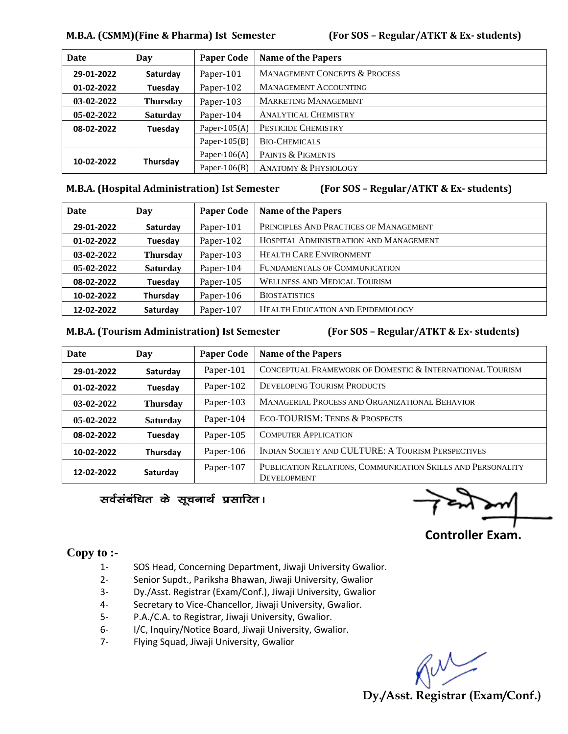**M.B.A. (CSMM)(Fine & Pharma) Ist Semester** **(For SOS – Regular/ATKT & Ex- students)**

| Date | Day | Paper Code | Name of the Papers |
|---|---|---|---|
| 29-01-2022 | Saturday | Paper-101 | Management Concepts & Process |
| 01-02-2022 | Tuesday | Paper-102 | Management Accounting |
| 03-02-2022 | Thursday | Paper-103 | Marketing Management |
| 05-02-2022 | Saturday | Paper-104 | Analytical Chemistry |
| 08-02-2022 | Tuesday | Paper-105(A) | Pesticide Chemistry |
| | | Paper-105(B) | Bio-Chemicals |
| 10-02-2022 | Thursday | Paper-106(A) | Paints & Pigments |
| | | Paper-106(B) | Anatomy & Physiology |

**M.B.A. (Hospital Administration) Ist Semester** **(For SOS – Regular/ATKT & Ex- students)**

| Date | Day | Paper Code | Name of the Papers |
|---|---|---|---|
| 29-01-2022 | Saturday | Paper-101 | Principles And Practices of Management |
| 01-02-2022 | Tuesday | Paper-102 | Hospital Administration and Management |
| 03-02-2022 | Thursday | Paper-103 | Health Care Environment |
| 05-02-2022 | Saturday | Paper-104 | Fundamentals of Communication |
| 08-02-2022 | Tuesday | Paper-105 | Wellness and Medical Tourism |
| 10-02-2022 | Thursday | Paper-106 | Biostatistics |
| 12-02-2022 | Saturday | Paper-107 | Health Education and Epidemiology |

**M.B.A. (Tourism Administration) Ist Semester** **(For SOS – Regular/ATKT & Ex- students)**

| Date | Day | Paper Code | Name of the Papers |
|---|---|---|---|
| 29-01-2022 | Saturday | Paper-101 | Conceptual Framework of Domestic & International Tourism |
| 01-02-2022 | Tuesday | Paper-102 | Developing Tourism Products |
| 03-02-2022 | Thursday | Paper-103 | Managerial Process and Organizational Behavior |
| 05-02-2022 | Saturday | Paper-104 | Eco-TOURISM: Tends & Prospects |
| 08-02-2022 | Tuesday | Paper-105 | Computer Application |
| 10-02-2022 | Thursday | Paper-106 | Indian Society and CULTURE: A Tourism Perspectives |
| 12-02-2022 | Saturday | Paper-107 | Publication Relations, Communication Skills and Personality Development |

**सर्वसंबंधित के सूचनार्थ प्रसारित।**

**Controller Exam.**

**Copy to :-**

1- SOS Head, Concerning Department, Jiwaji University Gwalior.
2- Senior Supdt., Pariksha Bhawan, Jiwaji University, Gwalior
3- Dy./Asst. Registrar (Exam/Conf.), Jiwaji University, Gwalior
4- Secretary to Vice-Chancellor, Jiwaji University, Gwalior.
5- P.A./C.A. to Registrar, Jiwaji University, Gwalior.
6- I/C, Inquiry/Notice Board, Jiwaji University, Gwalior.
7- Flying Squad, Jiwaji University, Gwalior

**Dy./Asst. Registrar (Exam/Conf.)**